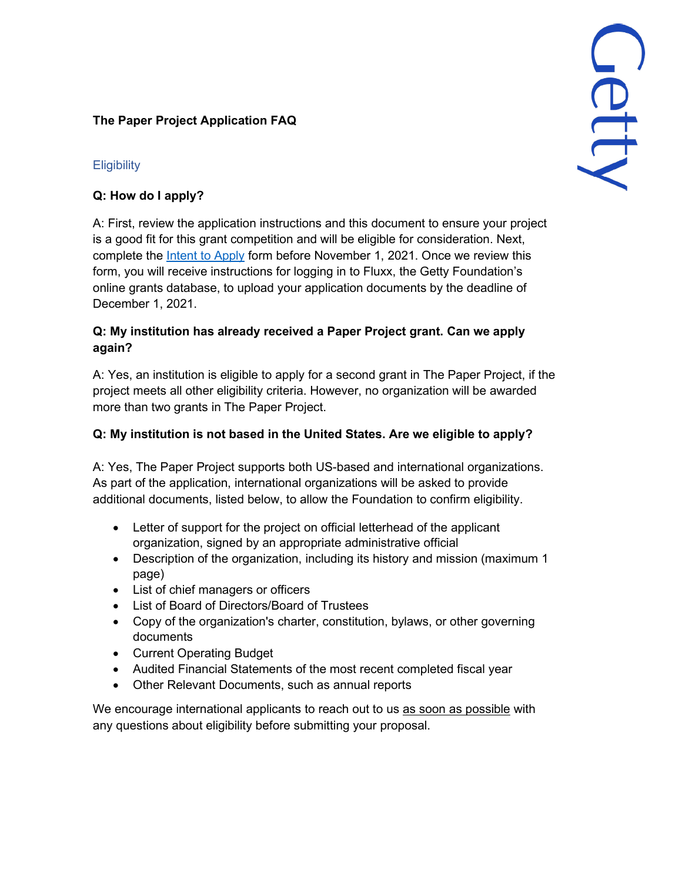# The Paper Project Application FAQ

## Eligibility

**Q: How do I apply?**

A: First, review the application instructions and this document to ensure your project is a good fit for this grant competition and will be eligible for consideration. Next, complete the Intent to Apply form before November 1, 2021. Once we review this form, you will receive instructions for logging in to Fluxx, the Getty Foundation's online grants database, to upload your application documents by the deadline of December 1, 2021.

**Q: My institution has already received a Paper Project grant. Can we apply again?**

A: Yes, an institution is eligible to apply for a second grant in The Paper Project, if the project meets all other eligibility criteria. However, no organization will be awarded more than two grants in The Paper Project.

**Q: My institution is not based in the United States. Are we eligible to apply?**

A: Yes, The Paper Project supports both US-based and international organizations. As part of the application, international organizations will be asked to provide additional documents, listed below, to allow the Foundation to confirm eligibility.

- Letter of support for the project on official letterhead of the applicant organization, signed by an appropriate administrative official
- Description of the organization, including its history and mission (maximum 1 page)
- List of chief managers or officers
- List of Board of Directors/Board of Trustees
- Copy of the organization's charter, constitution, bylaws, or other governing documents
- Current Operating Budget
- Audited Financial Statements of the most recent completed fiscal year
- Other Relevant Documents, such as annual reports

We encourage international applicants to reach out to us as soon as possible with any questions about eligibility before submitting your proposal.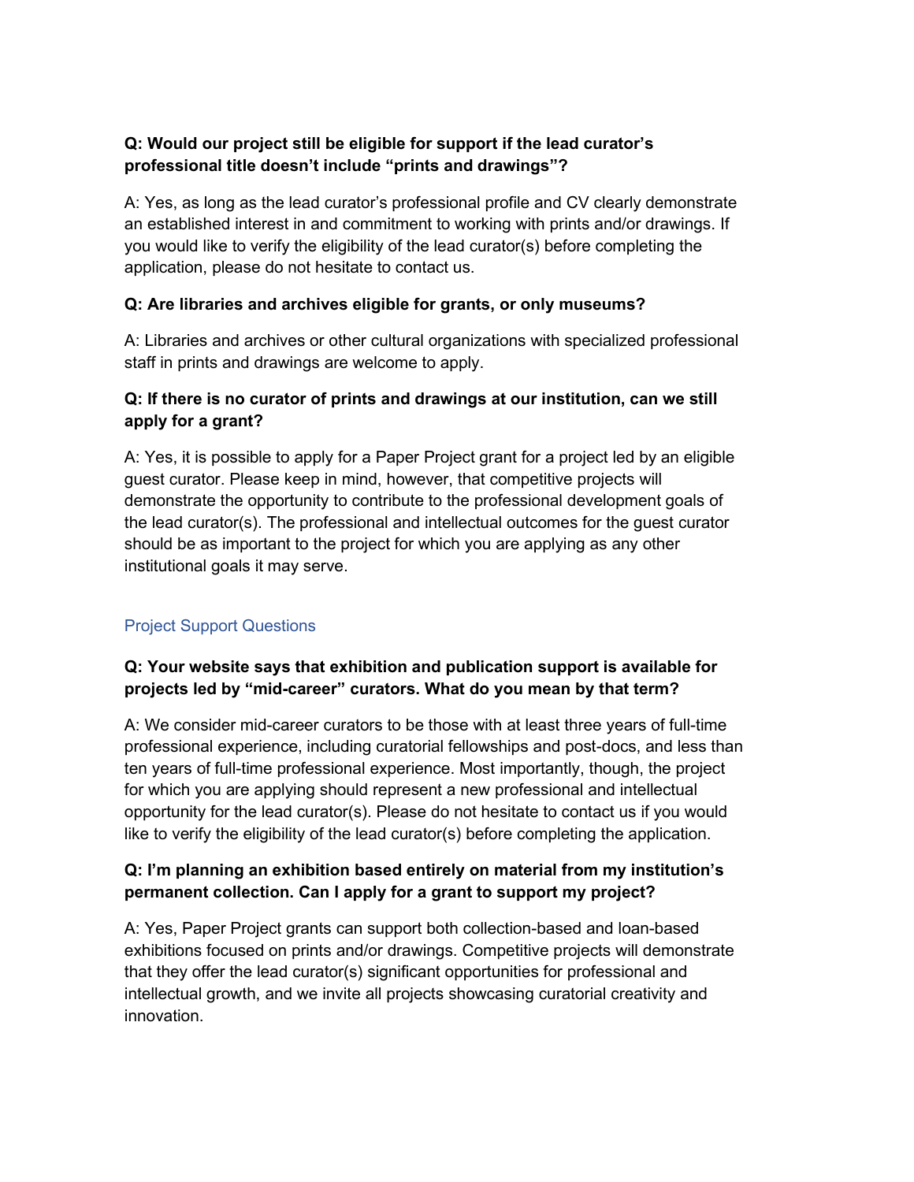**Q: Would our project still be eligible for support if the lead curator's professional title doesn't include "prints and drawings"?**

A: Yes, as long as the lead curator's professional profile and CV clearly demonstrate an established interest in and commitment to working with prints and/or drawings. If you would like to verify the eligibility of the lead curator(s) before completing the application, please do not hesitate to contact us.

**Q: Are libraries and archives eligible for grants, or only museums?**

A: Libraries and archives or other cultural organizations with specialized professional staff in prints and drawings are welcome to apply.

**Q: If there is no curator of prints and drawings at our institution, can we still apply for a grant?**

A: Yes, it is possible to apply for a Paper Project grant for a project led by an eligible guest curator. Please keep in mind, however, that competitive projects will demonstrate the opportunity to contribute to the professional development goals of the lead curator(s). The professional and intellectual outcomes for the guest curator should be as important to the project for which you are applying as any other institutional goals it may serve.

## Project Support Questions

**Q: Your website says that exhibition and publication support is available for projects led by "mid-career" curators. What do you mean by that term?**

A: We consider mid-career curators to be those with at least three years of full-time professional experience, including curatorial fellowships and post-docs, and less than ten years of full-time professional experience. Most importantly, though, the project for which you are applying should represent a new professional and intellectual opportunity for the lead curator(s). Please do not hesitate to contact us if you would like to verify the eligibility of the lead curator(s) before completing the application.

**Q: I'm planning an exhibition based entirely on material from my institution's permanent collection. Can I apply for a grant to support my project?**

A: Yes, Paper Project grants can support both collection-based and loan-based exhibitions focused on prints and/or drawings. Competitive projects will demonstrate that they offer the lead curator(s) significant opportunities for professional and intellectual growth, and we invite all projects showcasing curatorial creativity and innovation.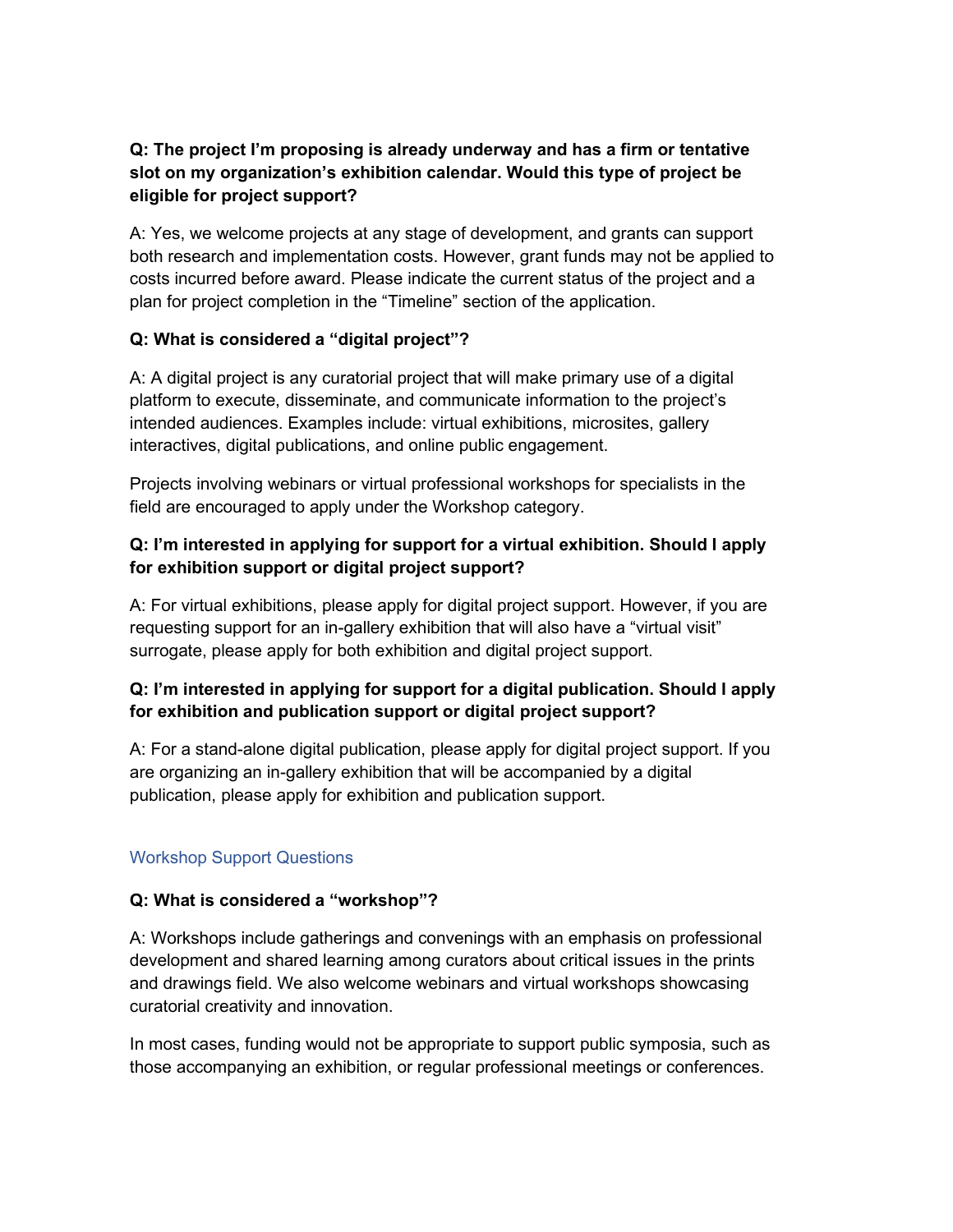**Q: The project I'm proposing is already underway and has a firm or tentative slot on my organization's exhibition calendar. Would this type of project be eligible for project support?**

A: Yes, we welcome projects at any stage of development, and grants can support both research and implementation costs. However, grant funds may not be applied to costs incurred before award. Please indicate the current status of the project and a plan for project completion in the "Timeline" section of the application.

**Q: What is considered a "digital project"?**

A: A digital project is any curatorial project that will make primary use of a digital platform to execute, disseminate, and communicate information to the project's intended audiences. Examples include: virtual exhibitions, microsites, gallery interactives, digital publications, and online public engagement.

Projects involving webinars or virtual professional workshops for specialists in the field are encouraged to apply under the Workshop category.

**Q: I'm interested in applying for support for a virtual exhibition. Should I apply for exhibition support or digital project support?**

A: For virtual exhibitions, please apply for digital project support. However, if you are requesting support for an in-gallery exhibition that will also have a "virtual visit" surrogate, please apply for both exhibition and digital project support.

**Q: I'm interested in applying for support for a digital publication. Should I apply for exhibition and publication support or digital project support?**

A: For a stand-alone digital publication, please apply for digital project support. If you are organizing an in-gallery exhibition that will be accompanied by a digital publication, please apply for exhibition and publication support.

## Workshop Support Questions

**Q: What is considered a "workshop"?**

A: Workshops include gatherings and convenings with an emphasis on professional development and shared learning among curators about critical issues in the prints and drawings field. We also welcome webinars and virtual workshops showcasing curatorial creativity and innovation.

In most cases, funding would not be appropriate to support public symposia, such as those accompanying an exhibition, or regular professional meetings or conferences.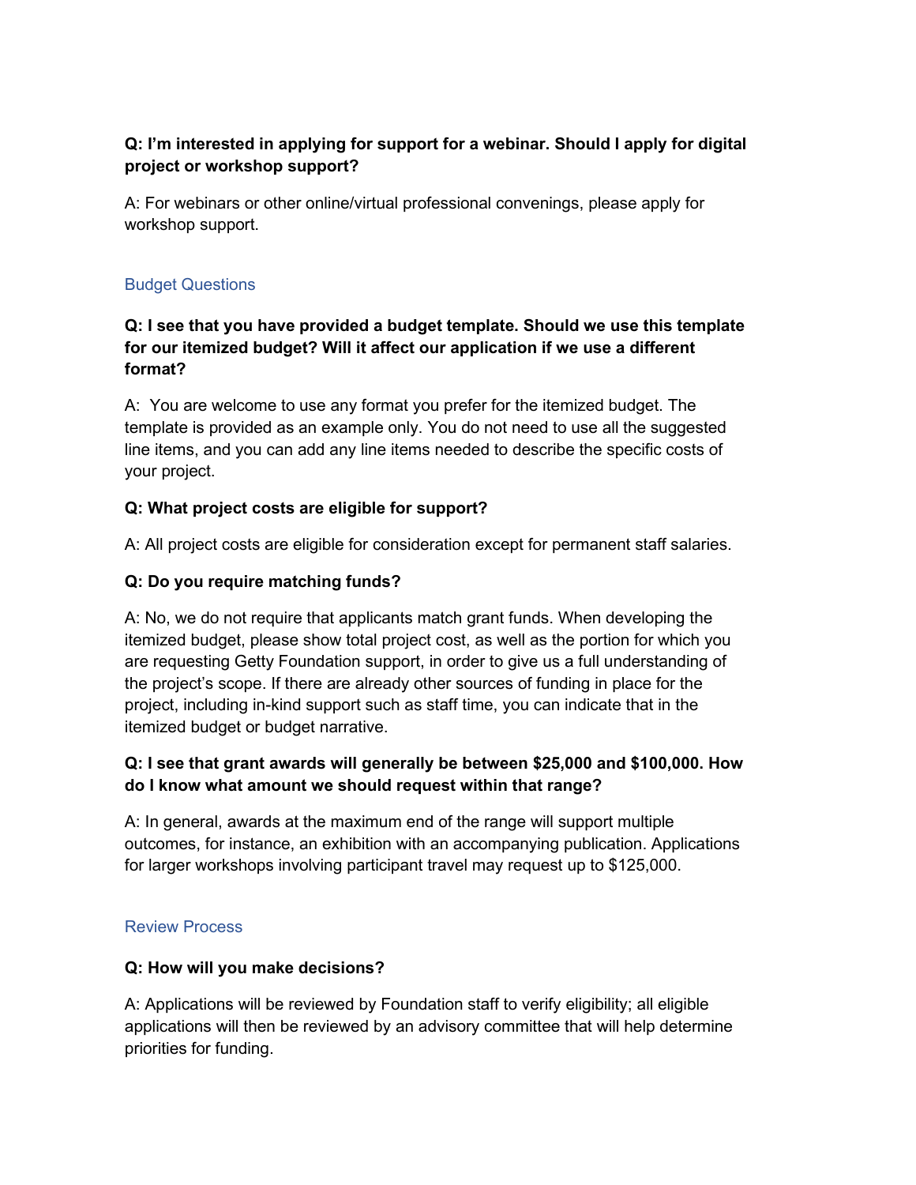**Q: I'm interested in applying for support for a webinar. Should I apply for digital project or workshop support?**

A: For webinars or other online/virtual professional convenings, please apply for workshop support.

## Budget Questions

**Q: I see that you have provided a budget template. Should we use this template for our itemized budget? Will it affect our application if we use a different format?**

A: You are welcome to use any format you prefer for the itemized budget. The template is provided as an example only. You do not need to use all the suggested line items, and you can add any line items needed to describe the specific costs of your project.

**Q: What project costs are eligible for support?**

A: All project costs are eligible for consideration except for permanent staff salaries.

**Q: Do you require matching funds?**

A: No, we do not require that applicants match grant funds. When developing the itemized budget, please show total project cost, as well as the portion for which you are requesting Getty Foundation support, in order to give us a full understanding of the project's scope. If there are already other sources of funding in place for the project, including in-kind support such as staff time, you can indicate that in the itemized budget or budget narrative.

**Q: I see that grant awards will generally be between $25,000 and $100,000. How do I know what amount we should request within that range?**

A: In general, awards at the maximum end of the range will support multiple outcomes, for instance, an exhibition with an accompanying publication. Applications for larger workshops involving participant travel may request up to $125,000.

## Review Process

**Q: How will you make decisions?**

A: Applications will be reviewed by Foundation staff to verify eligibility; all eligible applications will then be reviewed by an advisory committee that will help determine priorities for funding.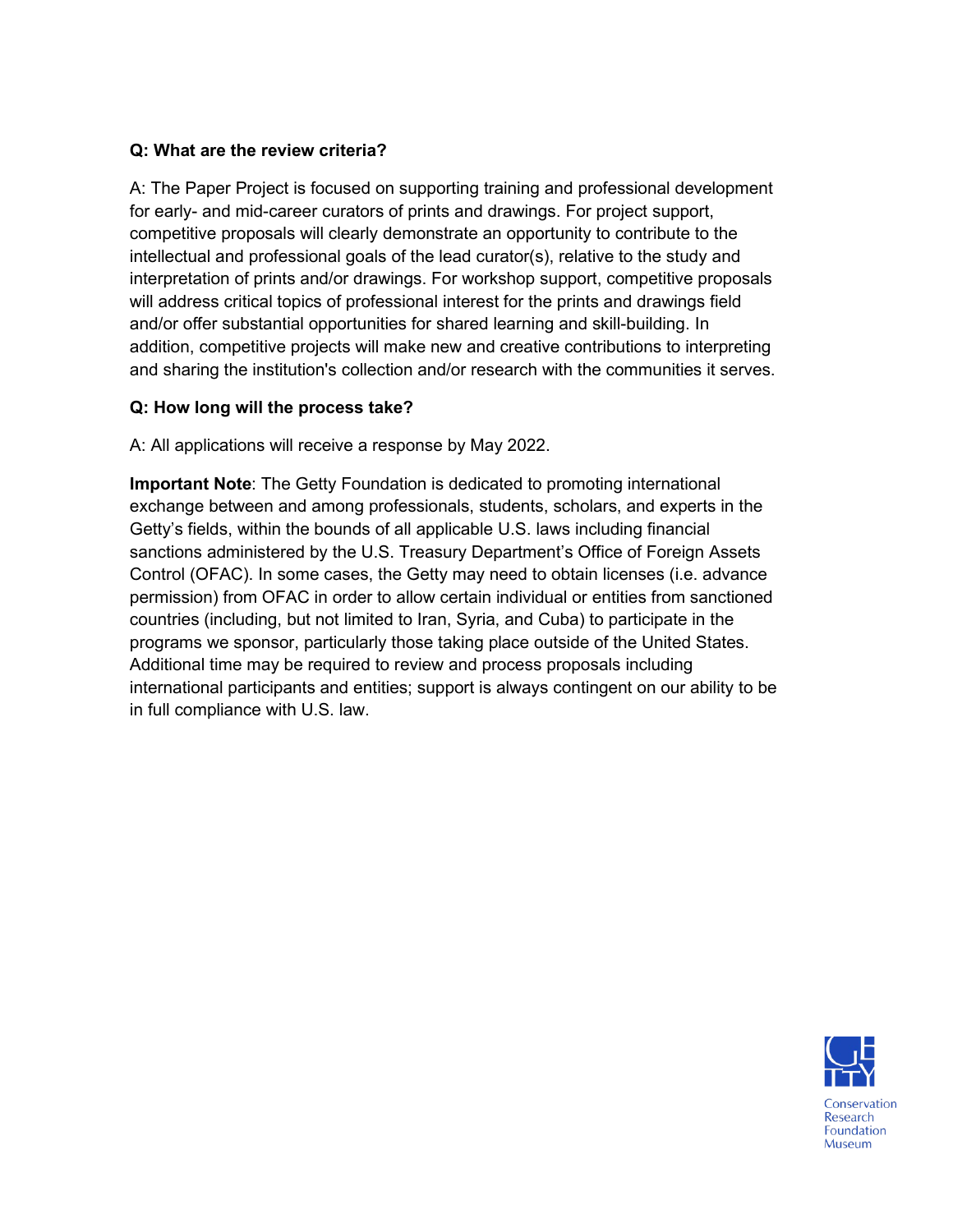**Q: What are the review criteria?**

A: The Paper Project is focused on supporting training and professional development for early- and mid-career curators of prints and drawings. For project support, competitive proposals will clearly demonstrate an opportunity to contribute to the intellectual and professional goals of the lead curator(s), relative to the study and interpretation of prints and/or drawings. For workshop support, competitive proposals will address critical topics of professional interest for the prints and drawings field and/or offer substantial opportunities for shared learning and skill-building. In addition, competitive projects will make new and creative contributions to interpreting and sharing the institution's collection and/or research with the communities it serves.

**Q: How long will the process take?**

A: All applications will receive a response by May 2022.

**Important Note**: The Getty Foundation is dedicated to promoting international exchange between and among professionals, students, scholars, and experts in the Getty's fields, within the bounds of all applicable U.S. laws including financial sanctions administered by the U.S. Treasury Department's Office of Foreign Assets Control (OFAC). In some cases, the Getty may need to obtain licenses (i.e. advance permission) from OFAC in order to allow certain individual or entities from sanctioned countries (including, but not limited to Iran, Syria, and Cuba) to participate in the programs we sponsor, particularly those taking place outside of the United States. Additional time may be required to review and process proposals including international participants and entities; support is always contingent on our ability to be in full compliance with U.S. law.

GETTY

Conservation
Research
Foundation
Museum